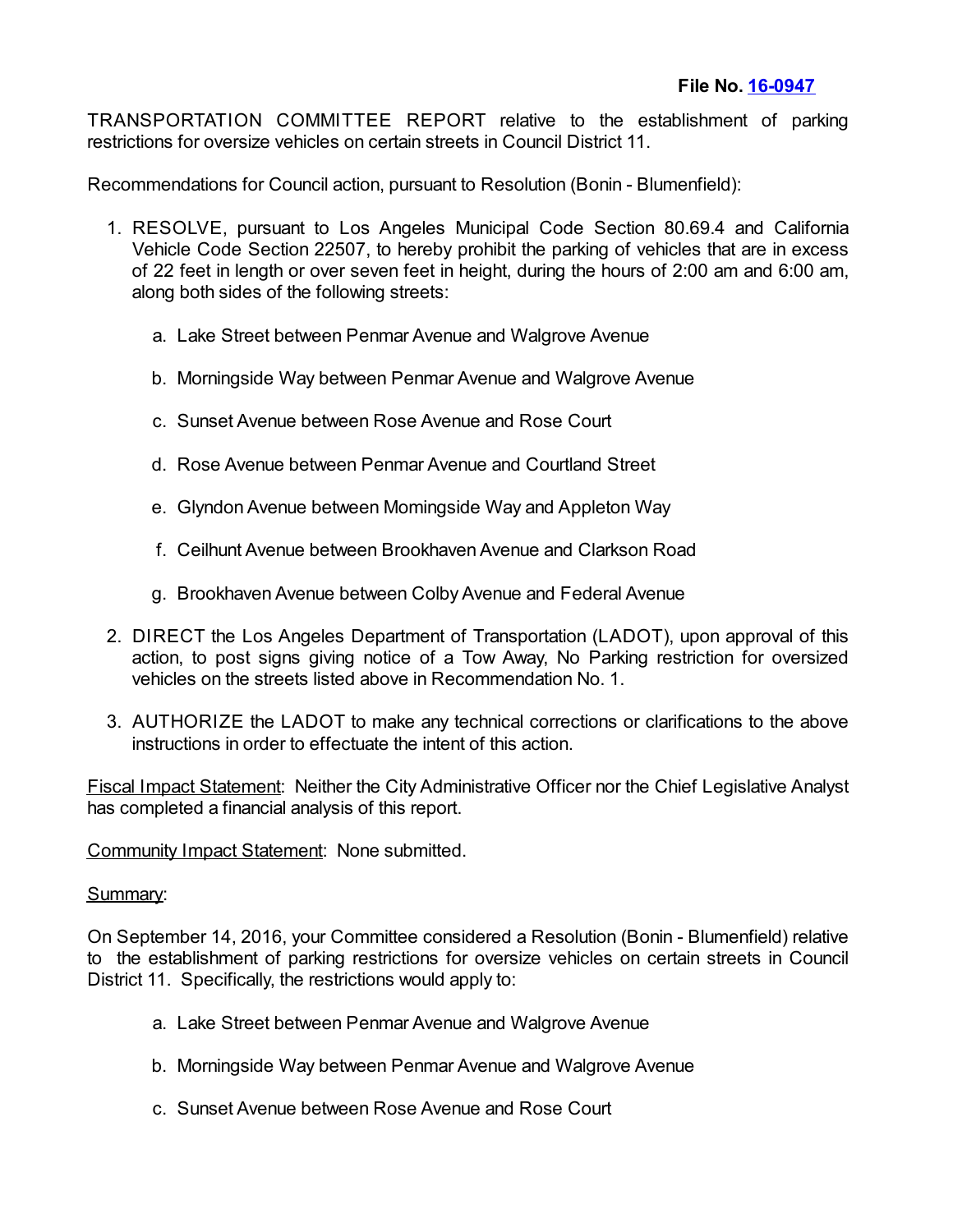**File No. [16-0947]**

TRANSPORTATION COMMITTEE REPORT relative to the establishment of parking restrictions for oversize vehicles on certain streets in Council District 11.

Recommendations for Council action, pursuant to Resolution (Bonin - Blumenfield):

1. RESOLVE, pursuant to Los Angeles Municipal Code Section 80.69.4 and California Vehicle Code Section 22507, to hereby prohibit the parking of vehicles that are in excess of 22 feet in length or over seven feet in height, during the hours of 2:00 am and 6:00 am, along both sides of the following streets:

    a. Lake Street between Penmar Avenue and Walgrove Avenue

    b. Morningside Way between Penmar Avenue and Walgrove Avenue

    c. Sunset Avenue between Rose Avenue and Rose Court

    d. Rose Avenue between Penmar Avenue and Courtland Street

    e. Glyndon Avenue between Momingside Way and Appleton Way

    f. Ceilhunt Avenue between Brookhaven Avenue and Clarkson Road

    g. Brookhaven Avenue between Colby Avenue and Federal Avenue

2. DIRECT the Los Angeles Department of Transportation (LADOT), upon approval of this action, to post signs giving notice of a Tow Away, No Parking restriction for oversized vehicles on the streets listed above in Recommendation No. 1.

3. AUTHORIZE the LADOT to make any technical corrections or clarifications to the above instructions in order to effectuate the intent of this action.

Fiscal Impact Statement: Neither the City Administrative Officer nor the Chief Legislative Analyst has completed a financial analysis of this report.

Community Impact Statement: None submitted.

Summary:

On September 14, 2016, your Committee considered a Resolution (Bonin - Blumenfield) relative to the establishment of parking restrictions for oversize vehicles on certain streets in Council District 11. Specifically, the restrictions would apply to:

a. Lake Street between Penmar Avenue and Walgrove Avenue

b. Morningside Way between Penmar Avenue and Walgrove Avenue

c. Sunset Avenue between Rose Avenue and Rose Court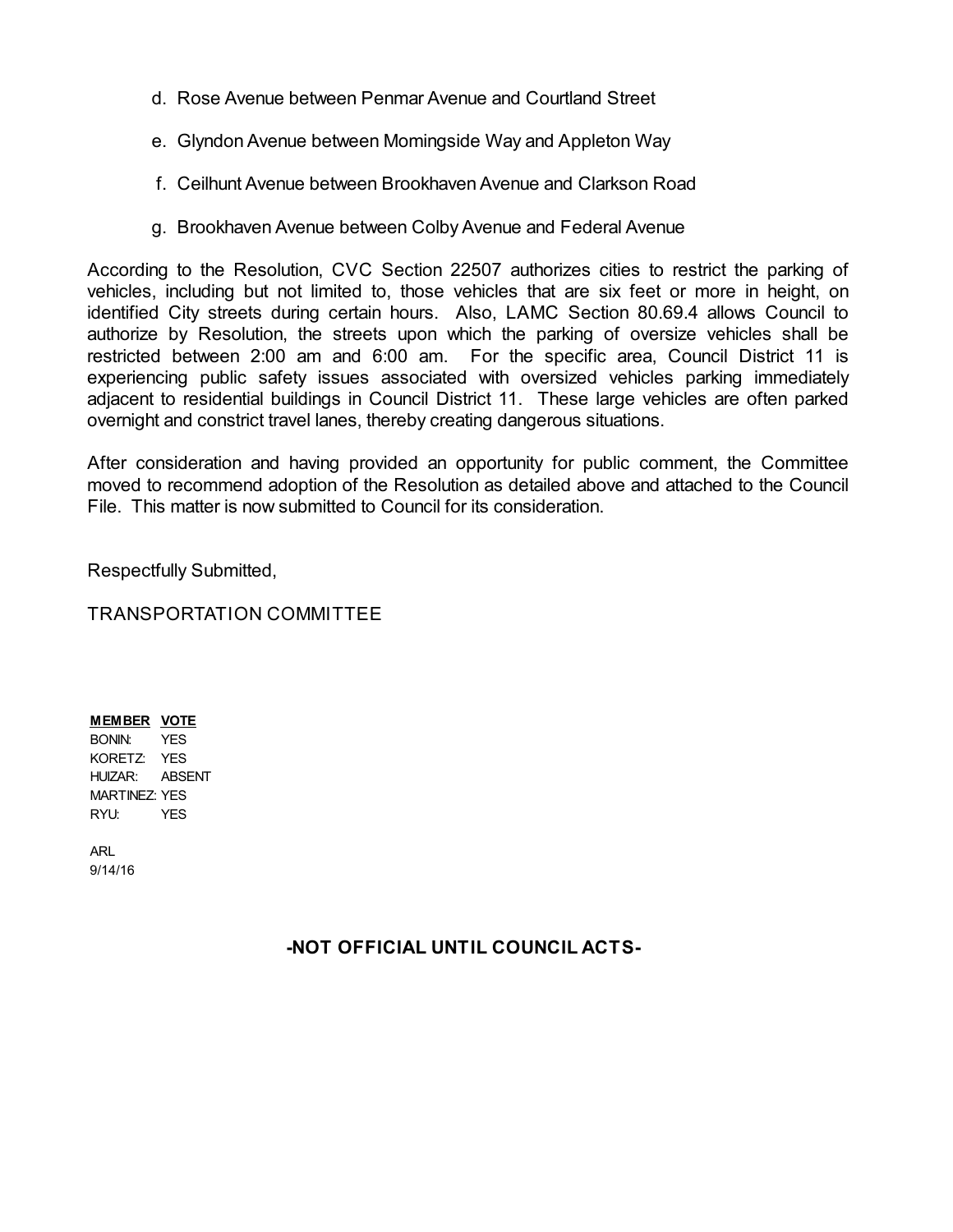d. Rose Avenue between Penmar Avenue and Courtland Street

e. Glyndon Avenue between Momingside Way and Appleton Way

f. Ceilhunt Avenue between Brookhaven Avenue and Clarkson Road

g. Brookhaven Avenue between Colby Avenue and Federal Avenue

According to the Resolution, CVC Section 22507 authorizes cities to restrict the parking of vehicles, including but not limited to, those vehicles that are six feet or more in height, on identified City streets during certain hours. Also, LAMC Section 80.69.4 allows Council to authorize by Resolution, the streets upon which the parking of oversize vehicles shall be restricted between 2:00 am and 6:00 am. For the specific area, Council District 11 is experiencing public safety issues associated with oversized vehicles parking immediately adjacent to residential buildings in Council District 11. These large vehicles are often parked overnight and constrict travel lanes, thereby creating dangerous situations.

After consideration and having provided an opportunity for public comment, the Committee moved to recommend adoption of the Resolution as detailed above and attached to the Council File. This matter is now submitted to Council for its consideration.

Respectfully Submitted,

TRANSPORTATION COMMITTEE

| MEMBER | VOTE |
|---|---|
| BONIN: | YES |
| KORETZ: | YES |
| HUIZAR: | ABSENT |
| MARTINEZ: | YES |
| RYU: | YES |

ARL
9/14/16

**-NOT OFFICIAL UNTIL COUNCIL ACTS-**